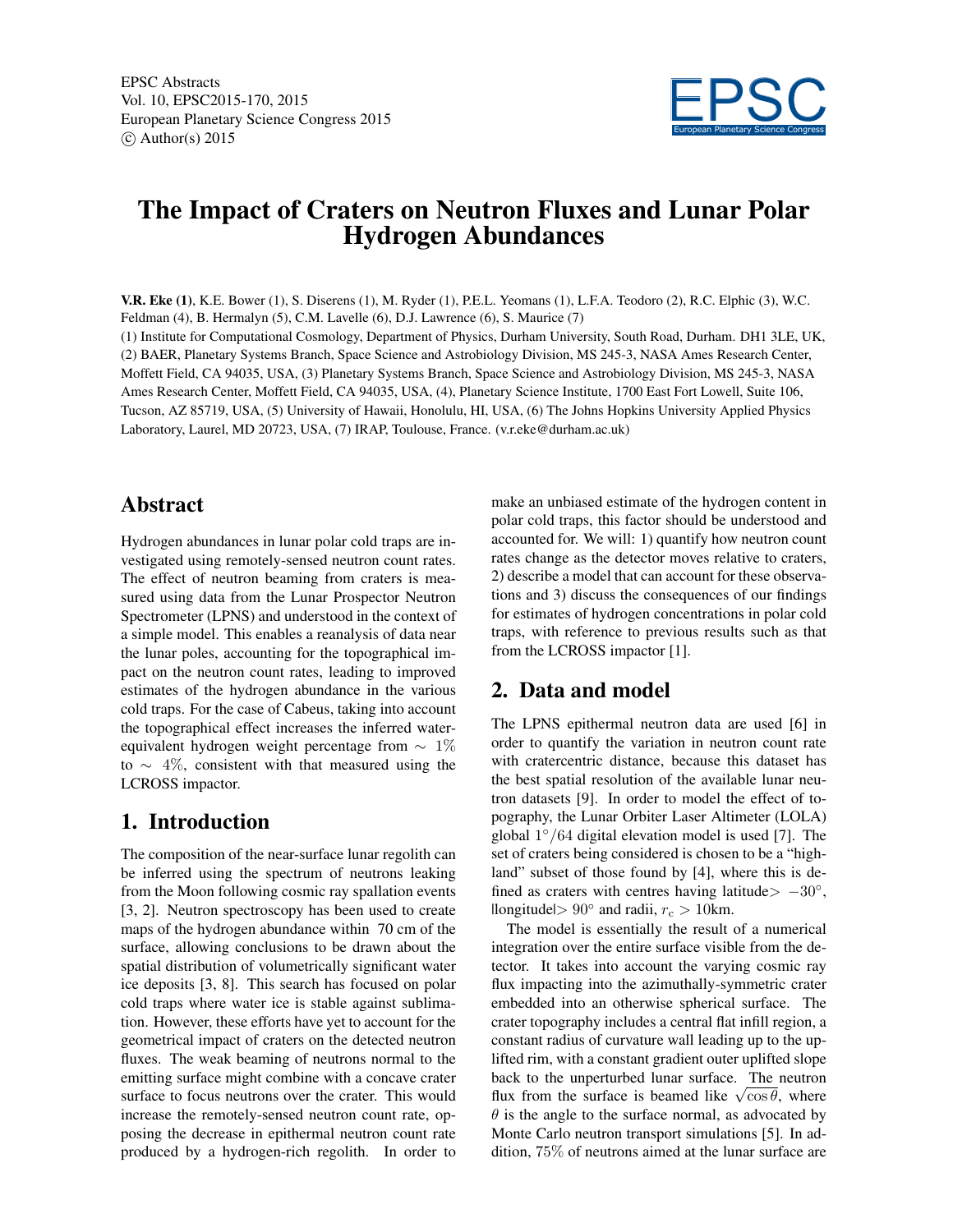EPSC Abstracts
Vol. 10, EPSC2015-170, 2015
European Planetary Science Congress 2015
© Author(s) 2015

# The Impact of Craters on Neutron Fluxes and Lunar Polar Hydrogen Abundances

**V.R. Eke (1)**, K.E. Bower (1), S. Diserens (1), M. Ryder (1), P.E.L. Yeomans (1), L.F.A. Teodoro (2), R.C. Elphic (3), W.C. Feldman (4), B. Hermalyn (5), C.M. Lavelle (6), D.J. Lawrence (6), S. Maurice (7)

(1) Institute for Computational Cosmology, Department of Physics, Durham University, South Road, Durham. DH1 3LE, UK, (2) BAER, Planetary Systems Branch, Space Science and Astrobiology Division, MS 245-3, NASA Ames Research Center, Moffett Field, CA 94035, USA, (3) Planetary Systems Branch, Space Science and Astrobiology Division, MS 245-3, NASA Ames Research Center, Moffett Field, CA 94035, USA, (4), Planetary Science Institute, 1700 East Fort Lowell, Suite 106, Tucson, AZ 85719, USA, (5) University of Hawaii, Honolulu, HI, USA, (6) The Johns Hopkins University Applied Physics Laboratory, Laurel, MD 20723, USA, (7) IRAP, Toulouse, France. (v.r.eke@durham.ac.uk)

## Abstract

Hydrogen abundances in lunar polar cold traps are investigated using remotely-sensed neutron count rates. The effect of neutron beaming from craters is measured using data from the Lunar Prospector Neutron Spectrometer (LPNS) and understood in the context of a simple model. This enables a reanalysis of data near the lunar poles, accounting for the topographical impact on the neutron count rates, leading to improved estimates of the hydrogen abundance in the various cold traps. For the case of Cabeus, taking into account the topographical effect increases the inferred water-equivalent hydrogen weight percentage from $\sim 1\%$ to $\sim 4\%$, consistent with that measured using the LCROSS impactor.

## 1. Introduction

The composition of the near-surface lunar regolith can be inferred using the spectrum of neutrons leaking from the Moon following cosmic ray spallation events [3, 2]. Neutron spectroscopy has been used to create maps of the hydrogen abundance within 70 cm of the surface, allowing conclusions to be drawn about the spatial distribution of volumetrically significant water ice deposits [3, 8]. This search has focused on polar cold traps where water ice is stable against sublimation. However, these efforts have yet to account for the geometrical impact of craters on the detected neutron fluxes. The weak beaming of neutrons normal to the emitting surface might combine with a concave crater surface to focus neutrons over the crater. This would increase the remotely-sensed neutron count rate, opposing the decrease in epithermal neutron count rate produced by a hydrogen-rich regolith. In order to make an unbiased estimate of the hydrogen content in polar cold traps, this factor should be understood and accounted for. We will: 1) quantify how neutron count rates change as the detector moves relative to craters, 2) describe a model that can account for these observations and 3) discuss the consequences of our findings for estimates of hydrogen concentrations in polar cold traps, with reference to previous results such as that from the LCROSS impactor [1].

## 2. Data and model

The LPNS epithermal neutron data are used [6] in order to quantify the variation in neutron count rate with cratercentric distance, because this dataset has the best spatial resolution of the available lunar neutron datasets [9]. In order to model the effect of topography, the Lunar Orbiter Laser Altimeter (LOLA) global $1^\circ/64$ digital elevation model is used [7]. The set of craters being considered is chosen to be a "highland" subset of those found by [4], where this is defined as craters with centres having latitude$> -30^\circ$, |longitude|$> 90^\circ$ and radii, $r_c > 10$km.

The model is essentially the result of a numerical integration over the entire surface visible from the detector. It takes into account the varying cosmic ray flux impacting into the azimuthally-symmetric crater embedded into an otherwise spherical surface. The crater topography includes a central flat infill region, a constant radius of curvature wall leading up to the uplifted rim, with a constant gradient outer uplifted slope back to the unperturbed lunar surface. The neutron flux from the surface is beamed like $\sqrt{\cos\theta}$, where $\theta$ is the angle to the surface normal, as advocated by Monte Carlo neutron transport simulations [5]. In addition, 75% of neutrons aimed at the lunar surface are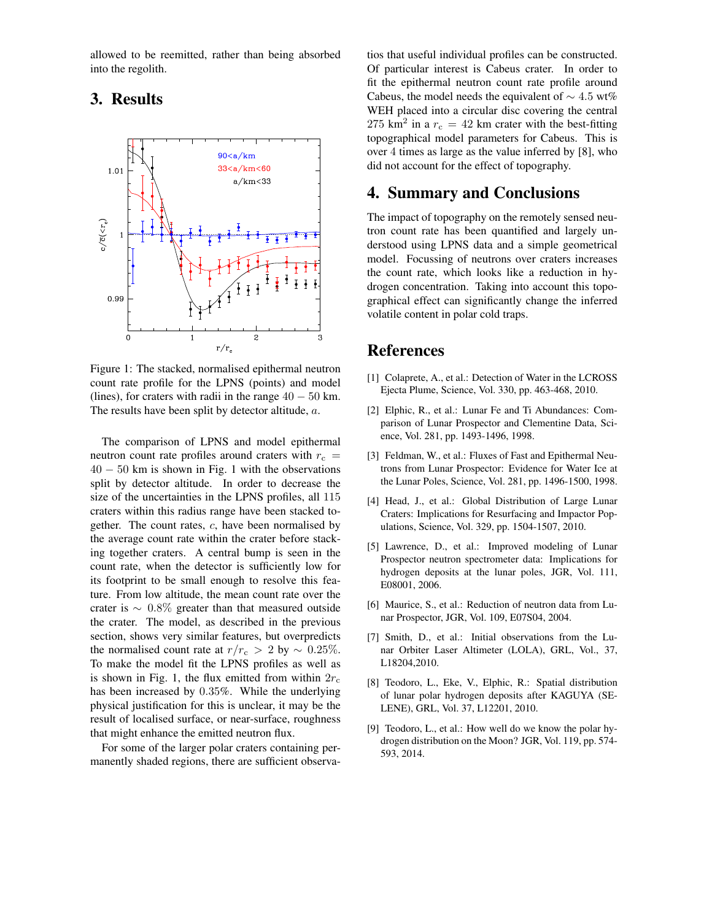allowed to be reemitted, rather than being absorbed into the regolith.

## 3. Results

90<a/km

33<a/km<60

a/km<33

1.01

1

0.99

$c/\bar{c}(<r_c)$

0

1

2

3

$r/r_c$

Figure 1: The stacked, normalised epithermal neutron count rate profile for the LPNS (points) and model (lines), for craters with radii in the range $40-50$ km. The results have been split by detector altitude, $a$.

The comparison of LPNS and model epithermal neutron count rate profiles around craters with $r_c = 40-50$ km is shown in Fig. 1 with the observations split by detector altitude. In order to decrease the size of the uncertainties in the LPNS profiles, all 115 craters within this radius range have been stacked together. The count rates, $c$, have been normalised by the average count rate within the crater before stacking together craters. A central bump is seen in the count rate, when the detector is sufficiently low for its footprint to be small enough to resolve this feature. From low altitude, the mean count rate over the crater is $\sim 0.8\%$ greater than that measured outside the crater. The model, as described in the previous section, shows very similar features, but overpredicts the normalised count rate at $r/r_c > 2$ by $\sim 0.25\%$. To make the model fit the LPNS profiles as well as is shown in Fig. 1, the flux emitted from within $2r_c$ has been increased by $0.35\%$. While the underlying physical justification for this is unclear, it may be the result of localised surface, or near-surface, roughness that might enhance the emitted neutron flux.

For some of the larger polar craters containing permanently shaded regions, there are sufficient observatios that useful individual profiles can be constructed. Of particular interest is Cabeus crater. In order to fit the epithermal neutron count rate profile around Cabeus, the model needs the equivalent of $\sim 4.5$ wt% WEH placed into a circular disc covering the central 275 km$^2$ in a $r_c = 42$ km crater with the best-fitting topographical model parameters for Cabeus. This is over 4 times as large as the value inferred by [8], who did not account for the effect of topography.

## 4. Summary and Conclusions

The impact of topography on the remotely sensed neutron count rate has been quantified and largely understood using LPNS data and a simple geometrical model. Focussing of neutrons over craters increases the count rate, which looks like a reduction in hydrogen concentration. Taking into account this topographical effect can significantly change the inferred volatile content in polar cold traps.

## References

[1] Colaprete, A., et al.: Detection of Water in the LCROSS Ejecta Plume, Science, Vol. 330, pp. 463-468, 2010.

[2] Elphic, R., et al.: Lunar Fe and Ti Abundances: Comparison of Lunar Prospector and Clementine Data, Science, Vol. 281, pp. 1493-1496, 1998.

[3] Feldman, W., et al.: Fluxes of Fast and Epithermal Neutrons from Lunar Prospector: Evidence for Water Ice at the Lunar Poles, Science, Vol. 281, pp. 1496-1500, 1998.

[4] Head, J., et al.: Global Distribution of Large Lunar Craters: Implications for Resurfacing and Impactor Populations, Science, Vol. 329, pp. 1504-1507, 2010.

[5] Lawrence, D., et al.: Improved modeling of Lunar Prospector neutron spectrometer data: Implications for hydrogen deposits at the lunar poles, JGR, Vol. 111, E08001, 2006.

[6] Maurice, S., et al.: Reduction of neutron data from Lunar Prospector, JGR, Vol. 109, E07S04, 2004.

[7] Smith, D., et al.: Initial observations from the Lunar Orbiter Laser Altimeter (LOLA), GRL, Vol., 37, L18204,2010.

[8] Teodoro, L., Eke, V., Elphic, R.: Spatial distribution of lunar polar hydrogen deposits after KAGUYA (SELENE), GRL, Vol. 37, L12201, 2010.

[9] Teodoro, L., et al.: How well do we know the polar hydrogen distribution on the Moon? JGR, Vol. 119, pp. 574-593, 2014.